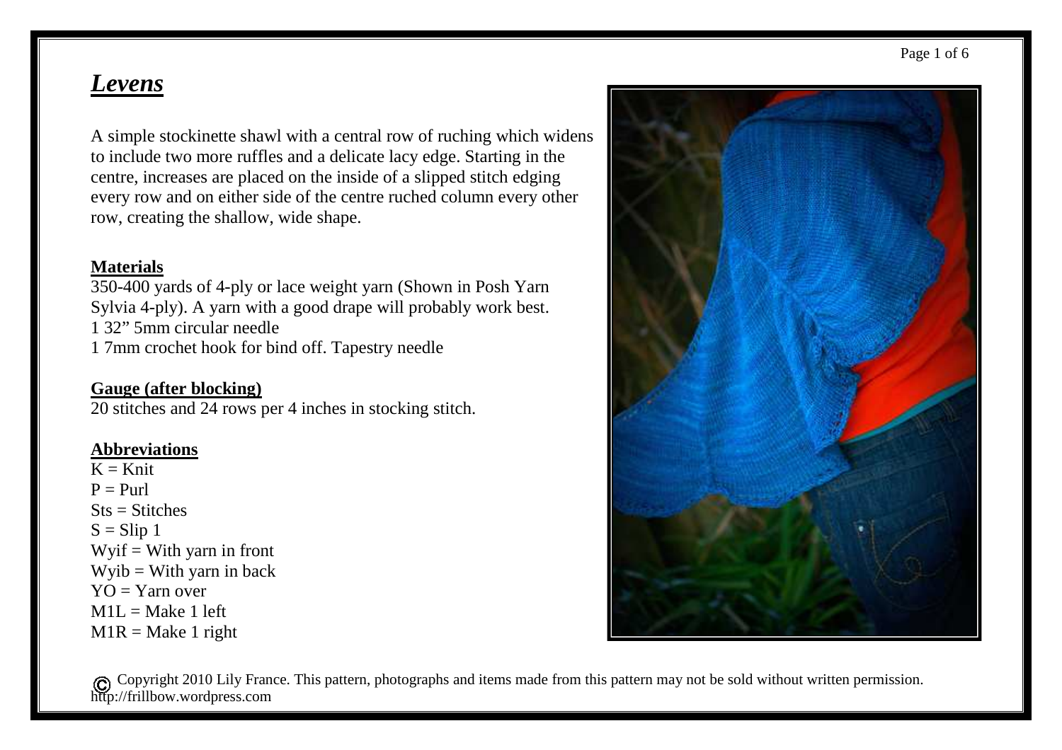# *Levens*

A simple stockinette shawl with a central row of ruching which widens to include two more ruffles and a delicate lacy edge. Starting in the centre, increases are placed on the inside of a slipped stitch edging every row and on either side of the centre ruched column every other row, creating the shallow, wide shape.

## Materials

350-400 yards of 4-ply or lace weight yarn (Shown in Posh Yarn Sylvia 4-ply). A yarn with a good drape will probably work best.
1 32" 5mm circular needle
1 7mm crochet hook for bind off. Tapestry needle

## Gauge (after blocking)

20 stitches and 24 rows per 4 inches in stocking stitch.

## Abbreviations

K = Knit
P = Purl
Sts = Stitches
S = Slip 1
Wyif = With yarn in front
Wyib = With yarn in back
YO = Yarn over
M1L = Make 1 left
M1R = Make 1 right

© Copyright 2010 Lily France. This pattern, photographs and items made from this pattern may not be sold without written permission.
http://frillbow.wordpress.com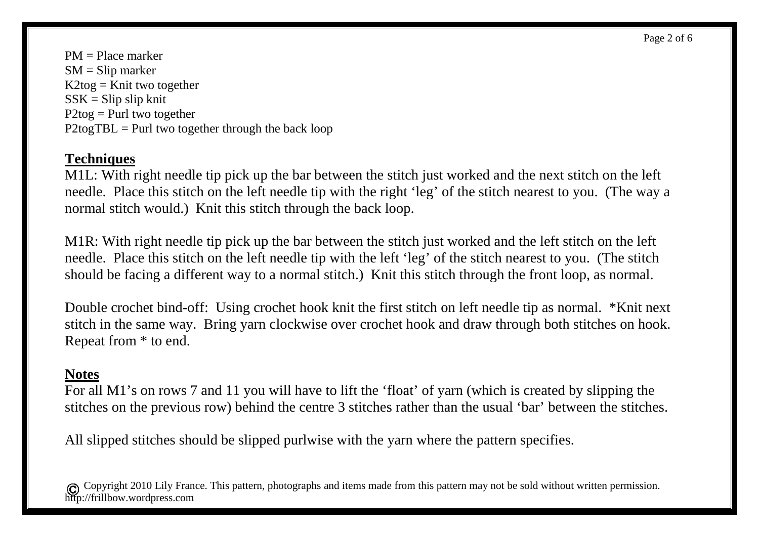PM = Place marker
SM = Slip marker
K2tog = Knit two together
SSK = Slip slip knit
P2tog = Purl two together
P2togTBL = Purl two together through the back loop

## Techniques

M1L: With right needle tip pick up the bar between the stitch just worked and the next stitch on the left needle. Place this stitch on the left needle tip with the right 'leg' of the stitch nearest to you. (The way a normal stitch would.) Knit this stitch through the back loop.

M1R: With right needle tip pick up the bar between the stitch just worked and the left stitch on the left needle. Place this stitch on the left needle tip with the left 'leg' of the stitch nearest to you. (The stitch should be facing a different way to a normal stitch.) Knit this stitch through the front loop, as normal.

Double crochet bind-off: Using crochet hook knit the first stitch on left needle tip as normal. *Knit next stitch in the same way. Bring yarn clockwise over crochet hook and draw through both stitches on hook. Repeat from * to end.

## Notes

For all M1's on rows 7 and 11 you will have to lift the 'float' of yarn (which is created by slipping the stitches on the previous row) behind the centre 3 stitches rather than the usual 'bar' between the stitches.

All slipped stitches should be slipped purlwise with the yarn where the pattern specifies.

© Copyright 2010 Lily France. This pattern, photographs and items made from this pattern may not be sold without written permission.
http://frillbow.wordpress.com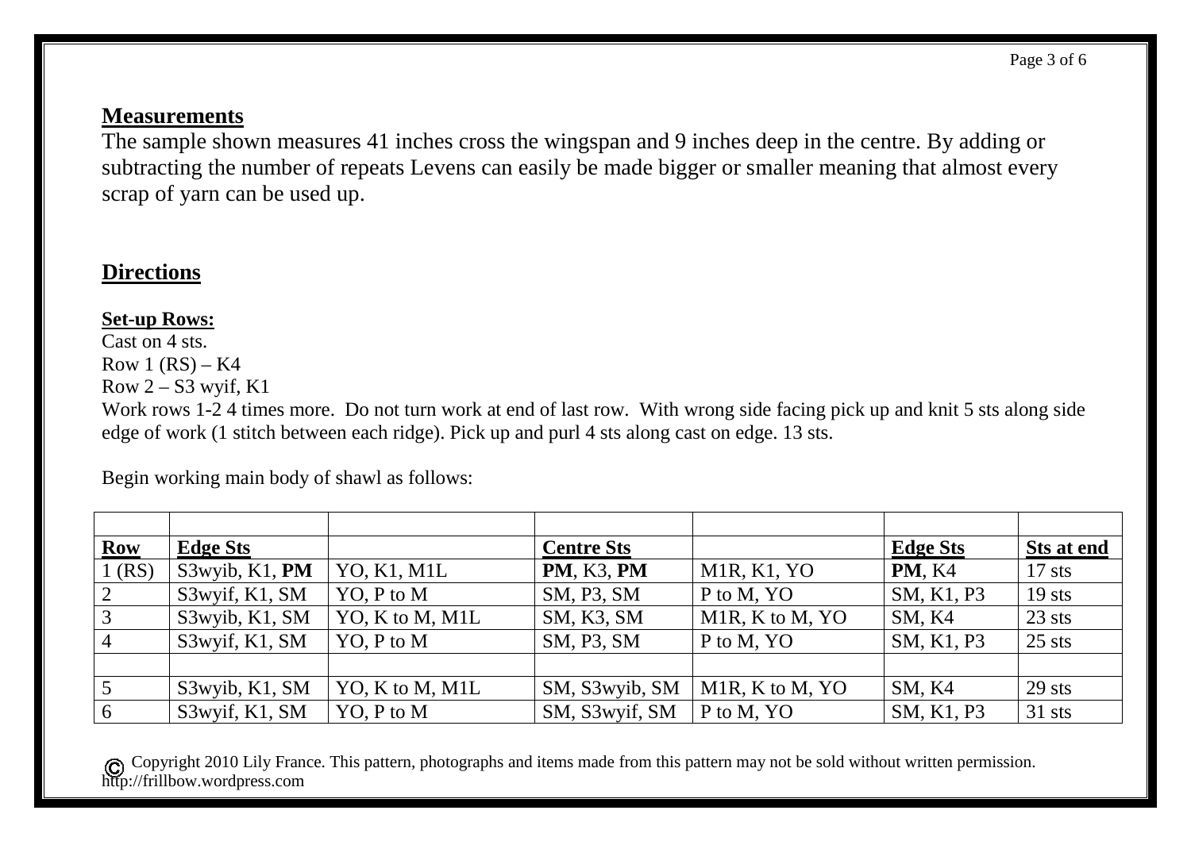## Measurements

The sample shown measures 41 inches cross the wingspan and 9 inches deep in the centre. By adding or subtracting the number of repeats Levens can easily be made bigger or smaller meaning that almost every scrap of yarn can be used up.

## Directions

**Set-up Rows:**

Cast on 4 sts.
Row 1 (RS) – K4
Row 2 – S3 wyif, K1
Work rows 1-2 4 times more. Do not turn work at end of last row. With wrong side facing pick up and knit 5 sts along side edge of work (1 stitch between each ridge). Pick up and purl 4 sts along cast on edge. 13 sts.

Begin working main body of shawl as follows:

| | | | | | | |
|---|---|---|---|---|---|---|
| **Row** | **Edge Sts** | | **Centre Sts** | | **Edge Sts** | **Sts at end** |
| 1 (RS) | S3wyib, K1, **PM** | YO, K1, M1L | **PM**, K3, **PM** | M1R, K1, YO | **PM**, K4 | 17 sts |
| 2 | S3wyif, K1, SM | YO, P to M | SM, P3, SM | P to M, YO | SM, K1, P3 | 19 sts |
| 3 | S3wyib, K1, SM | YO, K to M, M1L | SM, K3, SM | M1R, K to M, YO | SM, K4 | 23 sts |
| 4 | S3wyif, K1, SM | YO, P to M | SM, P3, SM | P to M, YO | SM, K1, P3 | 25 sts |
| | | | | | | |
| 5 | S3wyib, K1, SM | YO, K to M, M1L | SM, S3wyib, SM | M1R, K to M, YO | SM, K4 | 29 sts |
| 6 | S3wyif, K1, SM | YO, P to M | SM, S3wyif, SM | P to M, YO | SM, K1, P3 | 31 sts |

© Copyright 2010 Lily France. This pattern, photographs and items made from this pattern may not be sold without written permission.
http://frillbow.wordpress.com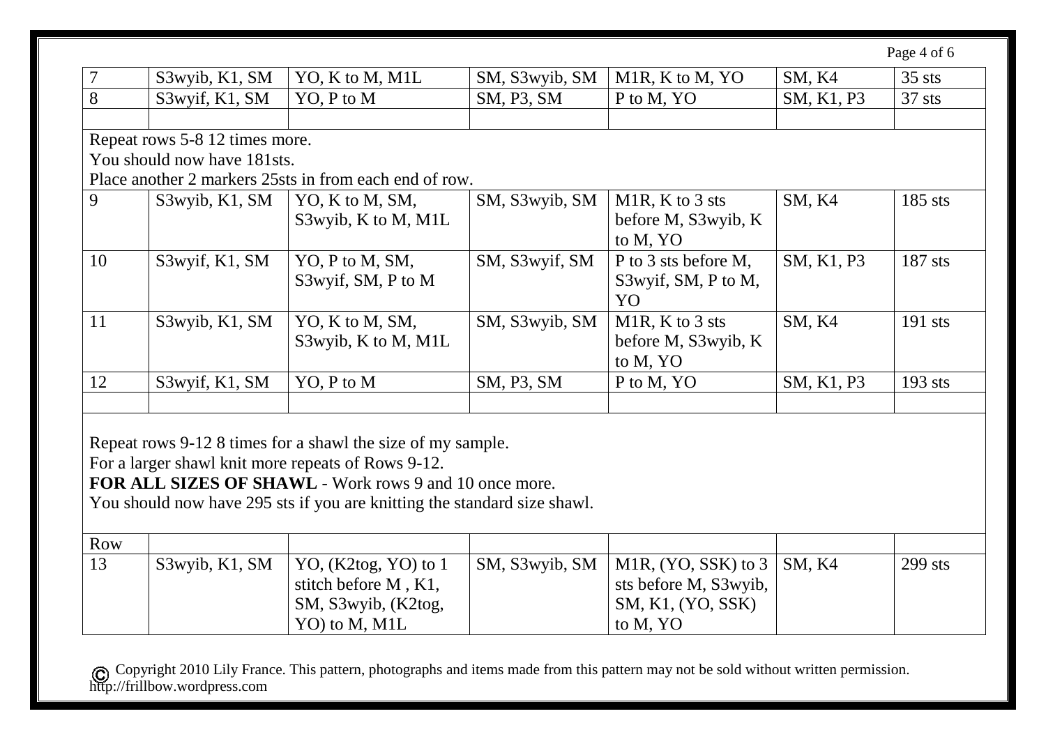| | | | | | | |
|---|---|---|---|---|---|---|
| 7 | S3wyib, K1, SM | YO, K to M, M1L | SM, S3wyib, SM | M1R, K to M, YO | SM, K4 | 35 sts |
| 8 | S3wyif, K1, SM | YO, P to M | SM, P3, SM | P to M, YO | SM, K1, P3 | 37 sts |
| | | | | | | |

Repeat rows 5-8 12 times more.
You should now have 181sts.
Place another 2 markers 25sts in from each end of row.

| | | | | | | |
|---|---|---|---|---|---|---|
| 9 | S3wyib, K1, SM | YO, K to M, SM, S3wyib, K to M, M1L | SM, S3wyib, SM | M1R, K to 3 sts before M, S3wyib, K to M, YO | SM, K4 | 185 sts |
| 10 | S3wyif, K1, SM | YO, P to M, SM, S3wyif, SM, P to M | SM, S3wyif, SM | P to 3 sts before M, S3wyif, SM, P to M, YO | SM, K1, P3 | 187 sts |
| 11 | S3wyib, K1, SM | YO, K to M, SM, S3wyib, K to M, M1L | SM, S3wyib, SM | M1R, K to 3 sts before M, S3wyib, K to M, YO | SM, K4 | 191 sts |
| 12 | S3wyif, K1, SM | YO, P to M | SM, P3, SM | P to M, YO | SM, K1, P3 | 193 sts |
| | | | | | | |

Repeat rows 9-12 8 times for a shawl the size of my sample.
For a larger shawl knit more repeats of Rows 9-12.
**FOR ALL SIZES OF SHAWL** - Work rows 9 and 10 once more.
You should now have 295 sts if you are knitting the standard size shawl.

| Row | | | | | | |
|---|---|---|---|---|---|---|
| 13 | S3wyib, K1, SM | YO, (K2tog, YO) to 1 stitch before M , K1, SM, S3wyib, (K2tog, YO) to M, M1L | SM, S3wyib, SM | M1R, (YO, SSK) to 3 sts before M, S3wyib, SM, K1, (YO, SSK) to M, YO | SM, K4 | 299 sts |

© Copyright 2010 Lily France. This pattern, photographs and items made from this pattern may not be sold without written permission.
http://frillbow.wordpress.com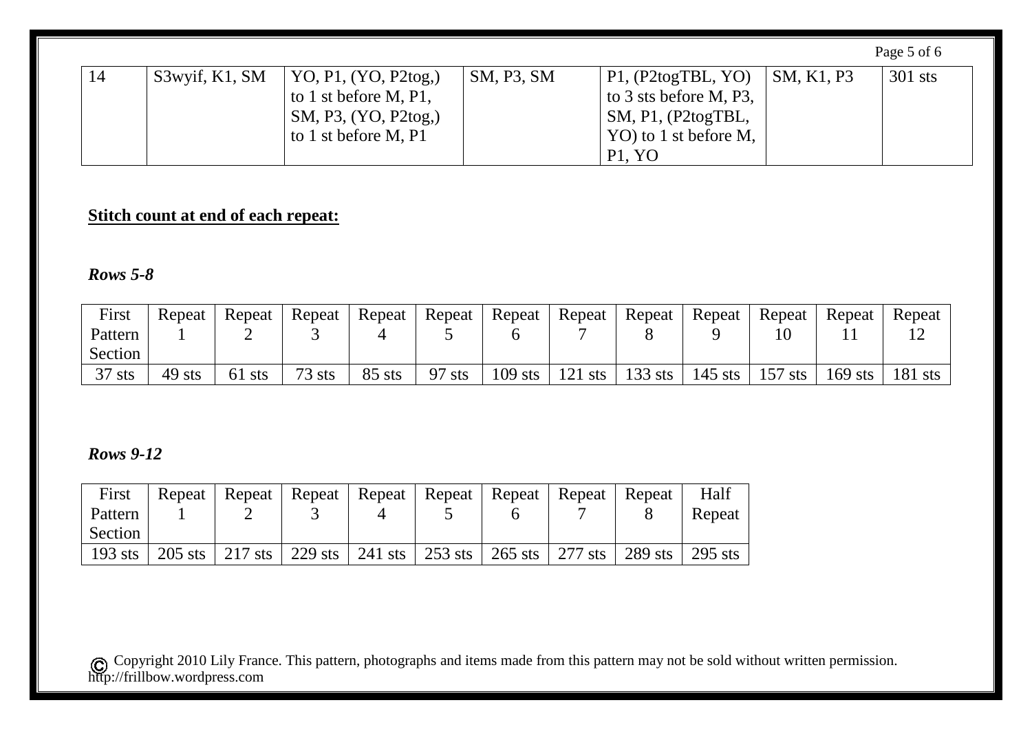| 14 | S3wyif, K1, SM | YO, P1, (YO, P2tog,) to 1 st before M, P1, SM, P3, (YO, P2tog,) to 1 st before M, P1 | SM, P3, SM | P1, (P2togTBL, YO) to 3 sts before M, P3, SM, P1, (P2togTBL, YO) to 1 st before M, P1, YO | SM, K1, P3 | 301 sts |
|---|---|---|---|---|---|---|

**Stitch count at end of each repeat:**

***Rows 5-8***

| First Pattern Section | Repeat 1 | Repeat 2 | Repeat 3 | Repeat 4 | Repeat 5 | Repeat 6 | Repeat 7 | Repeat 8 | Repeat 9 | Repeat 10 | Repeat 11 | Repeat 12 |
|---|---|---|---|---|---|---|---|---|---|---|---|---|
| 37 sts | 49 sts | 61 sts | 73 sts | 85 sts | 97 sts | 109 sts | 121 sts | 133 sts | 145 sts | 157 sts | 169 sts | 181 sts |

***Rows 9-12***

| First Pattern Section | Repeat 1 | Repeat 2 | Repeat 3 | Repeat 4 | Repeat 5 | Repeat 6 | Repeat 7 | Repeat 8 | Half Repeat |
|---|---|---|---|---|---|---|---|---|---|
| 193 sts | 205 sts | 217 sts | 229 sts | 241 sts | 253 sts | 265 sts | 277 sts | 289 sts | 295 sts |

© Copyright 2010 Lily France. This pattern, photographs and items made from this pattern may not be sold without written permission.
http://frillbow.wordpress.com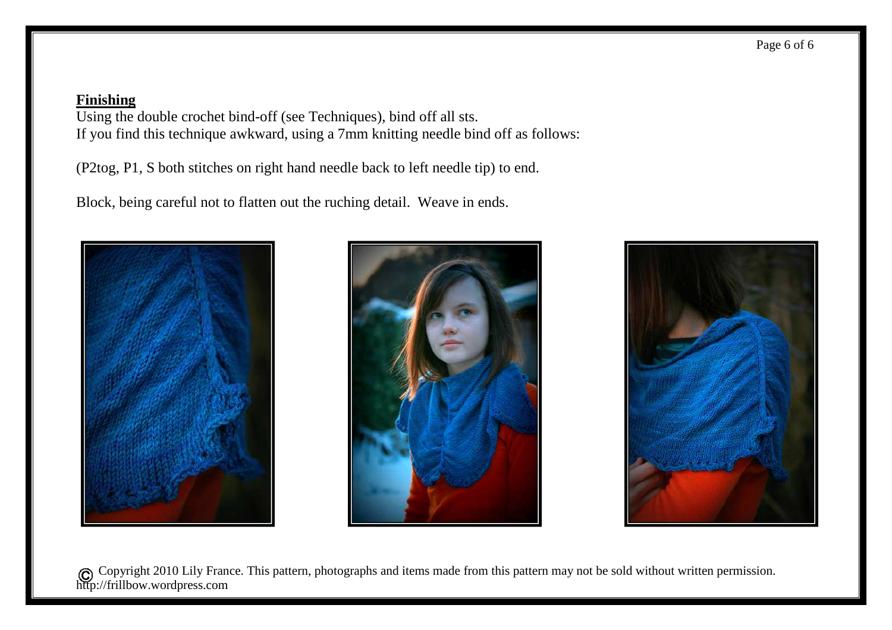## Finishing

Using the double crochet bind-off (see Techniques), bind off all sts.
If you find this technique awkward, using a 7mm knitting needle bind off as follows:

(P2tog, P1, S both stitches on right hand needle back to left needle tip) to end.

Block, being careful not to flatten out the ruching detail. Weave in ends.

© Copyright 2010 Lily France. This pattern, photographs and items made from this pattern may not be sold without written permission.
http://frillbow.wordpress.com